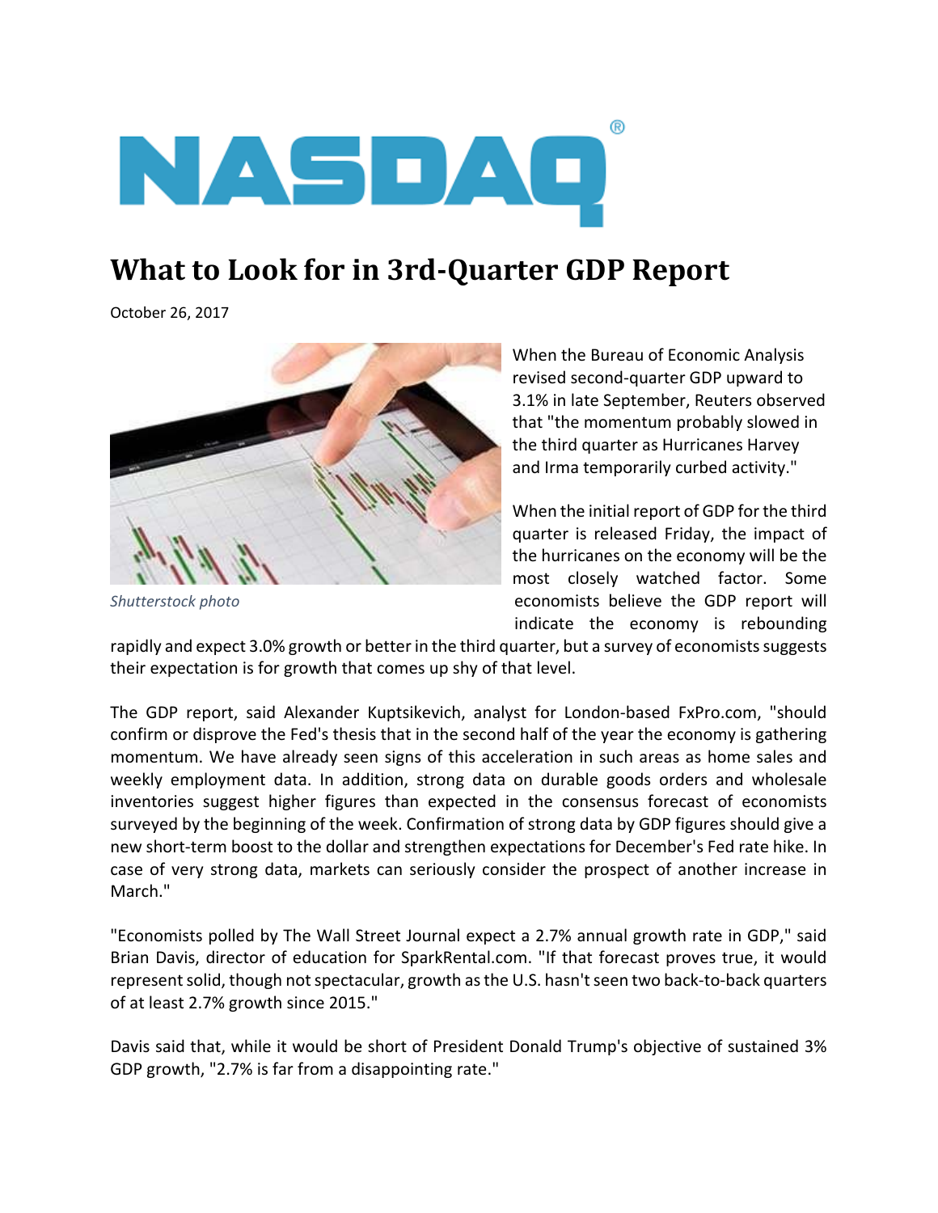NASDAQ®

# What to Look for in 3rd-Quarter GDP Report

October 26, 2017

*Shutterstock photo*

When the Bureau of Economic Analysis revised second-quarter GDP upward to 3.1% in late September, Reuters observed that "the momentum probably slowed in the third quarter as Hurricanes Harvey and Irma temporarily curbed activity."

When the initial report of GDP for the third quarter is released Friday, the impact of the hurricanes on the economy will be the most closely watched factor. Some economists believe the GDP report will indicate the economy is rebounding rapidly and expect 3.0% growth or better in the third quarter, but a survey of economists suggests their expectation is for growth that comes up shy of that level.

The GDP report, said Alexander Kuptsikevich, analyst for London-based FxPro.com, "should confirm or disprove the Fed's thesis that in the second half of the year the economy is gathering momentum. We have already seen signs of this acceleration in such areas as home sales and weekly employment data. In addition, strong data on durable goods orders and wholesale inventories suggest higher figures than expected in the consensus forecast of economists surveyed by the beginning of the week. Confirmation of strong data by GDP figures should give a new short-term boost to the dollar and strengthen expectations for December's Fed rate hike. In case of very strong data, markets can seriously consider the prospect of another increase in March."

"Economists polled by The Wall Street Journal expect a 2.7% annual growth rate in GDP," said Brian Davis, director of education for SparkRental.com. "If that forecast proves true, it would represent solid, though not spectacular, growth as the U.S. hasn't seen two back-to-back quarters of at least 2.7% growth since 2015."

Davis said that, while it would be short of President Donald Trump's objective of sustained 3% GDP growth, "2.7% is far from a disappointing rate."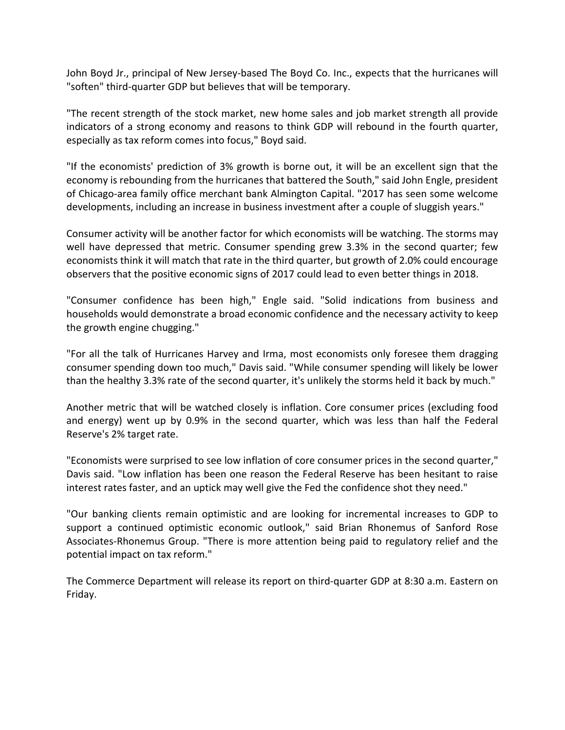John Boyd Jr., principal of New Jersey-based The Boyd Co. Inc., expects that the hurricanes will "soften" third-quarter GDP but believes that will be temporary.

"The recent strength of the stock market, new home sales and job market strength all provide indicators of a strong economy and reasons to think GDP will rebound in the fourth quarter, especially as tax reform comes into focus," Boyd said.

"If the economists' prediction of 3% growth is borne out, it will be an excellent sign that the economy is rebounding from the hurricanes that battered the South," said John Engle, president of Chicago-area family office merchant bank Almington Capital. "2017 has seen some welcome developments, including an increase in business investment after a couple of sluggish years."

Consumer activity will be another factor for which economists will be watching. The storms may well have depressed that metric. Consumer spending grew 3.3% in the second quarter; few economists think it will match that rate in the third quarter, but growth of 2.0% could encourage observers that the positive economic signs of 2017 could lead to even better things in 2018.

"Consumer confidence has been high," Engle said. "Solid indications from business and households would demonstrate a broad economic confidence and the necessary activity to keep the growth engine chugging."

"For all the talk of Hurricanes Harvey and Irma, most economists only foresee them dragging consumer spending down too much," Davis said. "While consumer spending will likely be lower than the healthy 3.3% rate of the second quarter, it's unlikely the storms held it back by much."

Another metric that will be watched closely is inflation. Core consumer prices (excluding food and energy) went up by 0.9% in the second quarter, which was less than half the Federal Reserve's 2% target rate.

"Economists were surprised to see low inflation of core consumer prices in the second quarter," Davis said. "Low inflation has been one reason the Federal Reserve has been hesitant to raise interest rates faster, and an uptick may well give the Fed the confidence shot they need."

"Our banking clients remain optimistic and are looking for incremental increases to GDP to support a continued optimistic economic outlook," said Brian Rhonemus of Sanford Rose Associates-Rhonemus Group. "There is more attention being paid to regulatory relief and the potential impact on tax reform."

The Commerce Department will release its report on third-quarter GDP at 8:30 a.m. Eastern on Friday.